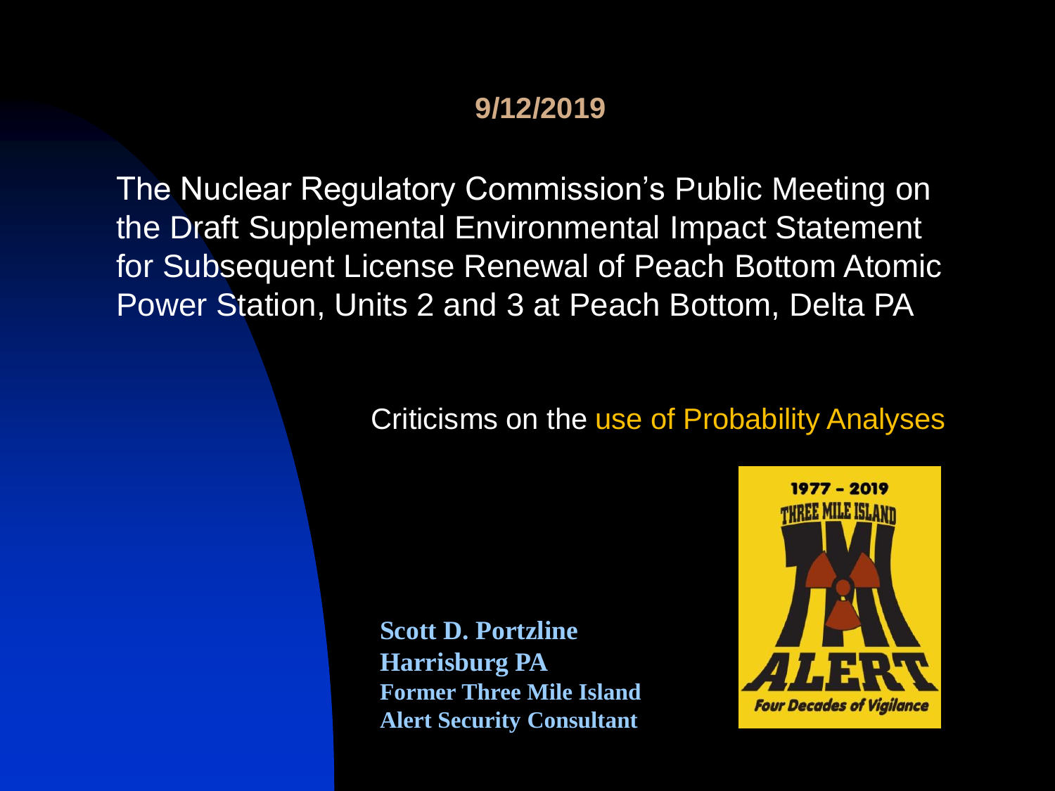**9/12/2019**

# The Nuclear Regulatory Commission's Public Meeting on the Draft Supplemental Environmental Impact Statement for Subsequent License Renewal of Peach Bottom Atomic Power Station, Units 2 and 3 at Peach Bottom, Delta PA

## Criticisms on the use of Probability Analyses

**Scott D. Portzline**
**Harrisburg PA**
**Former Three Mile Island Alert Security Consultant**

1977 – 2019
THREE MILE ISLAND
TMI
ALERT
*Four Decades of Vigilance*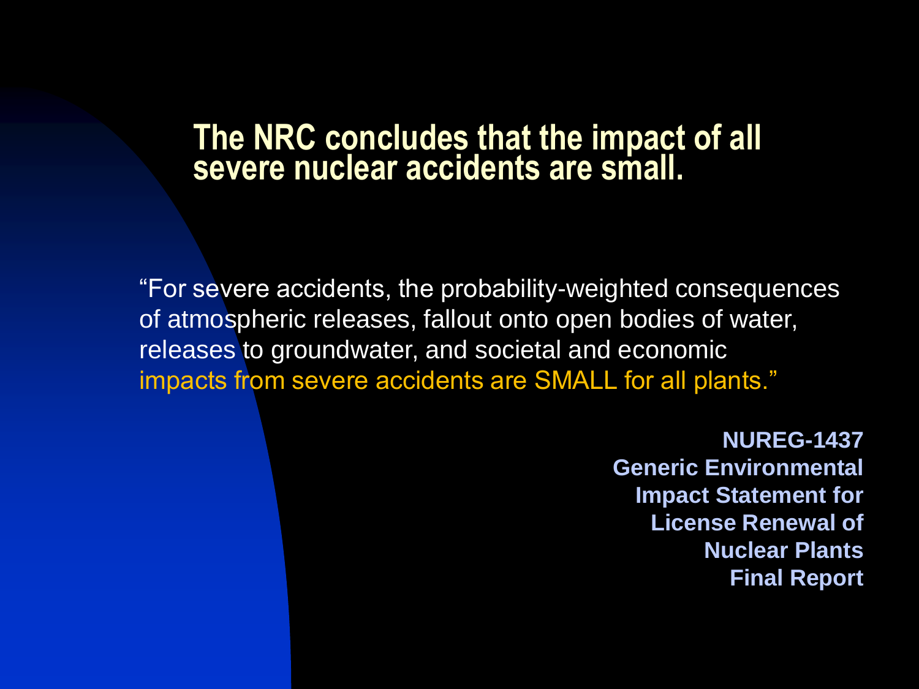# The NRC concludes that the impact of all severe nuclear accidents are small.

"For severe accidents, the probability-weighted consequences of atmospheric releases, fallout onto open bodies of water, releases to groundwater, and societal and economic impacts from severe accidents are SMALL for all plants."

**NUREG-1437**
**Generic Environmental Impact Statement for License Renewal of Nuclear Plants**
**Final Report**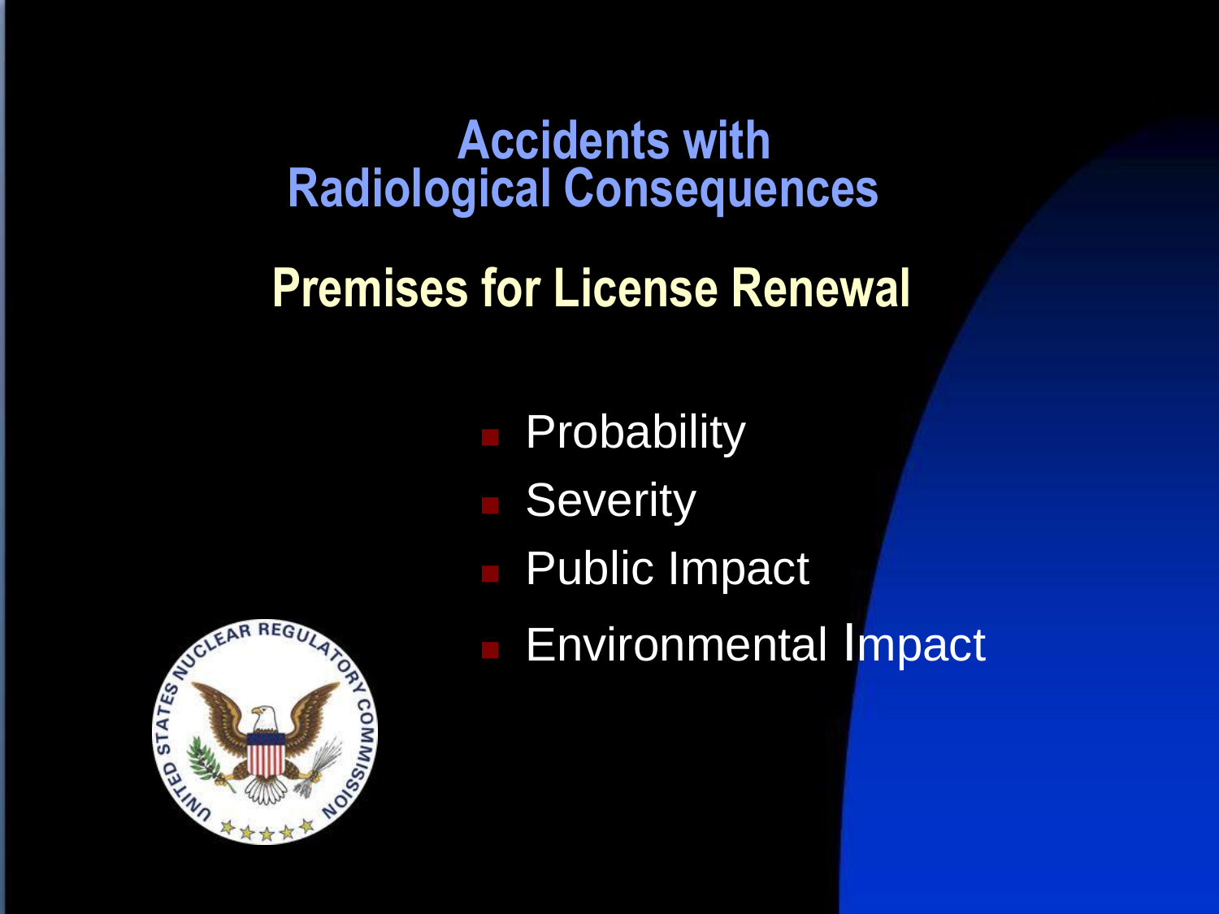# Accidents with Radiological Consequences

## Premises for License Renewal

- Probability
- Severity
- Public Impact
- Environmental Impact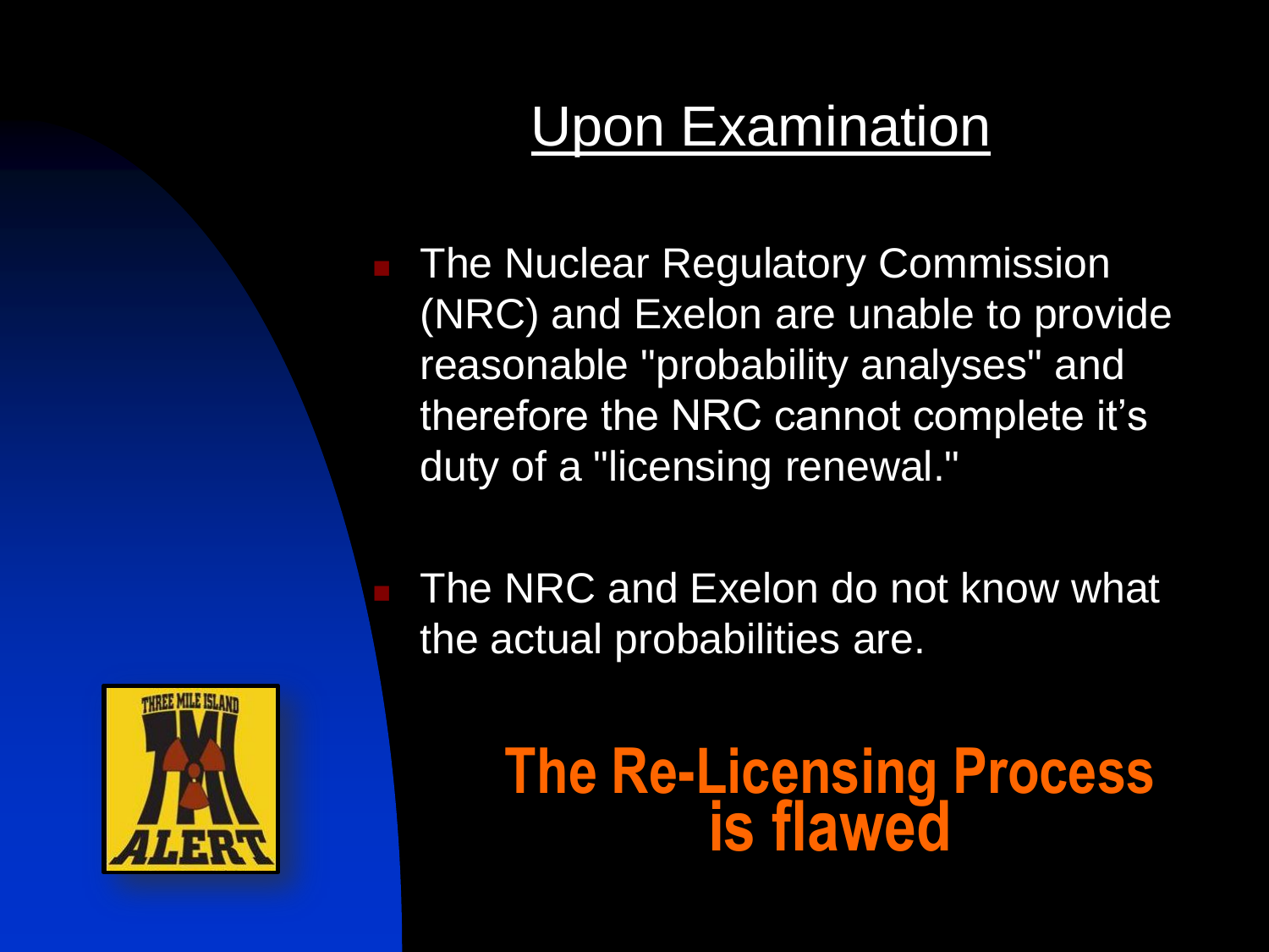## Upon Examination

- The Nuclear Regulatory Commission (NRC) and Exelon are unable to provide reasonable "probability analyses" and therefore the NRC cannot complete it's duty of a "licensing renewal."
- The NRC and Exelon do not know what the actual probabilities are.

**The Re-Licensing Process is flawed**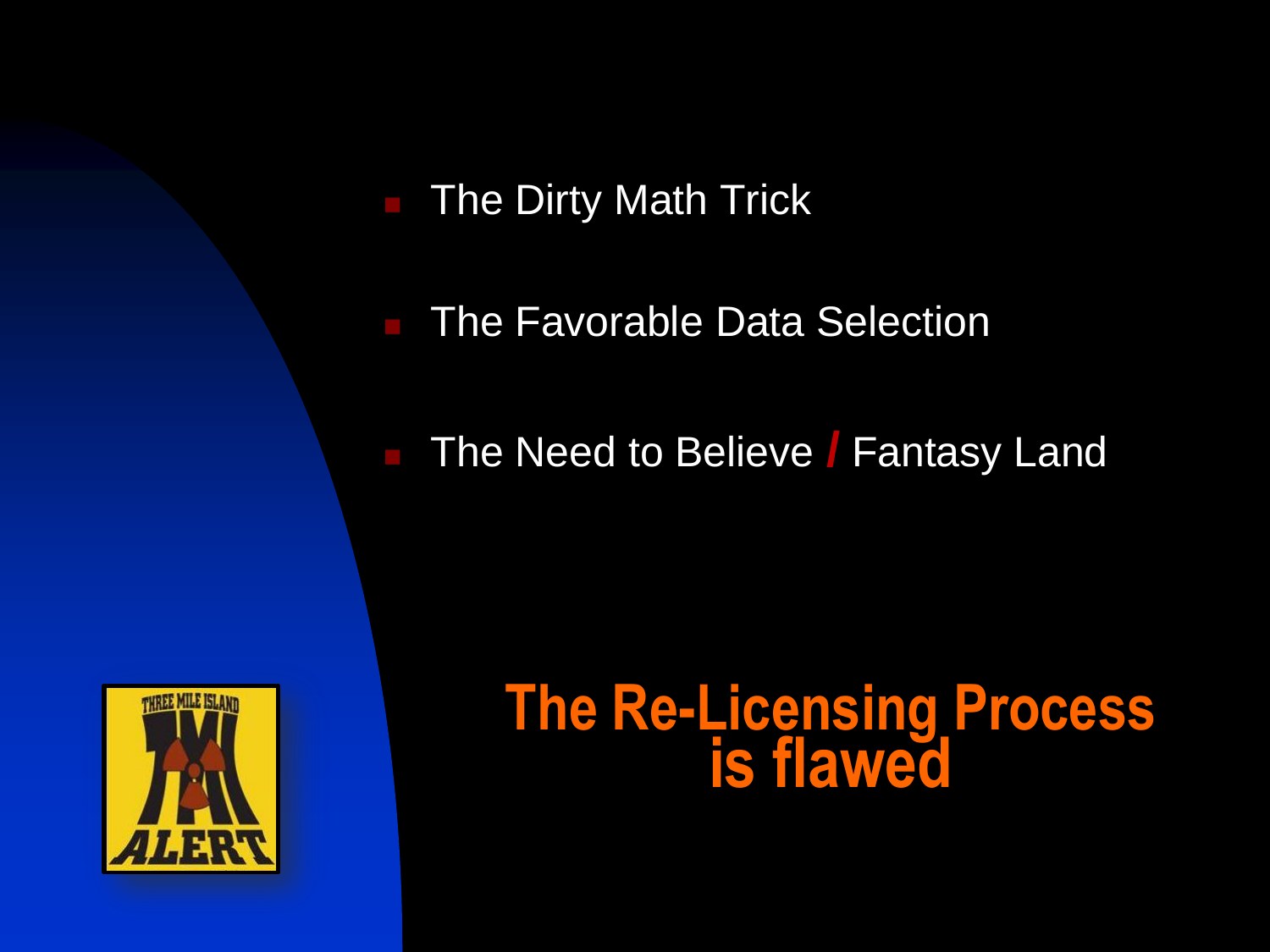- The Dirty Math Trick
- The Favorable Data Selection
- The Need to Believe / Fantasy Land

## The Re-Licensing Process is flawed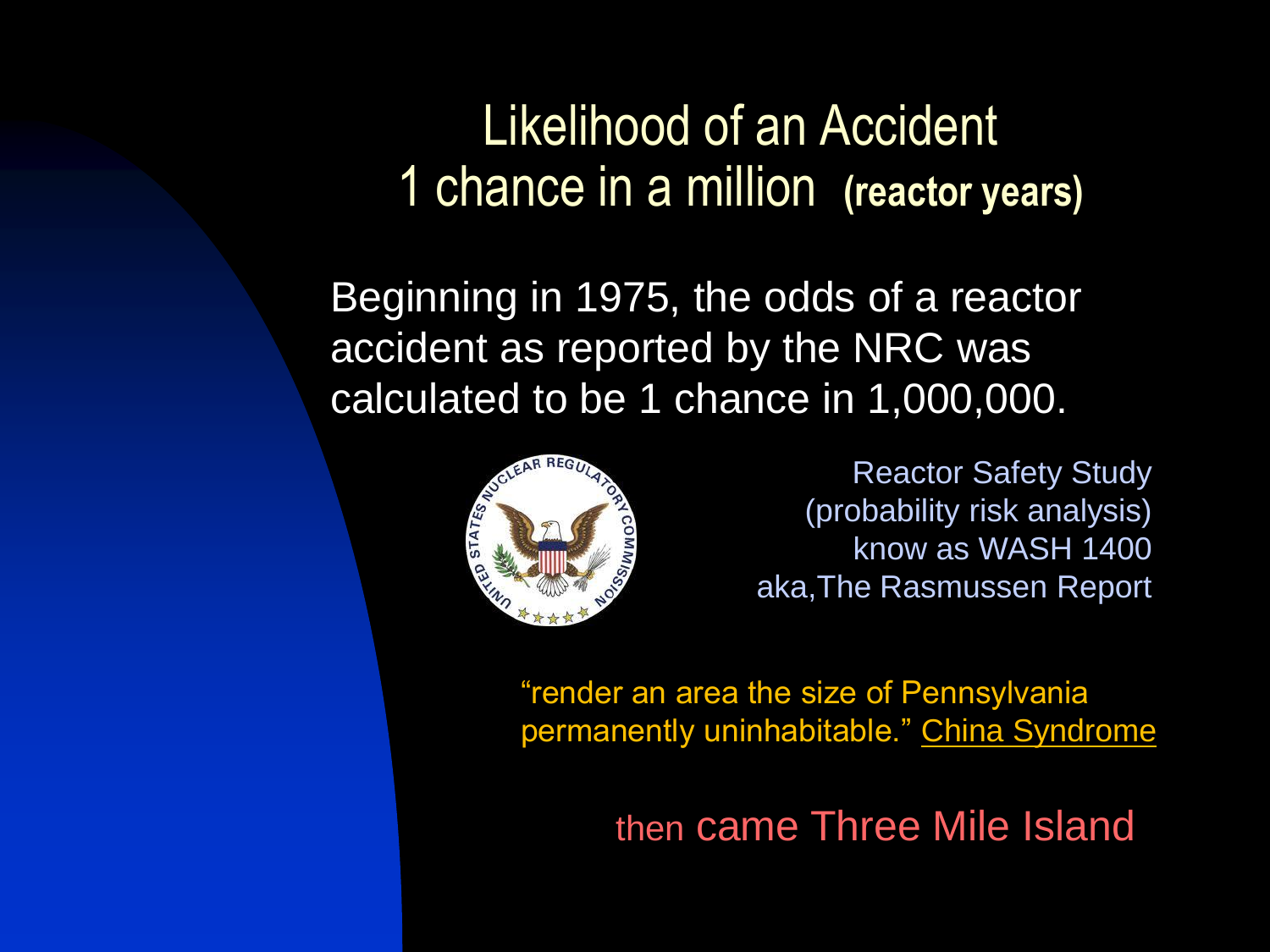# Likelihood of an Accident
# 1 chance in a million **(reactor years)**

Beginning in 1975, the odds of a reactor accident as reported by the NRC was calculated to be 1 chance in 1,000,000.

Reactor Safety Study
(probability risk analysis)
know as WASH 1400
aka,The Rasmussen Report

"render an area the size of Pennsylvania permanently uninhabitable." China Syndrome

then came Three Mile Island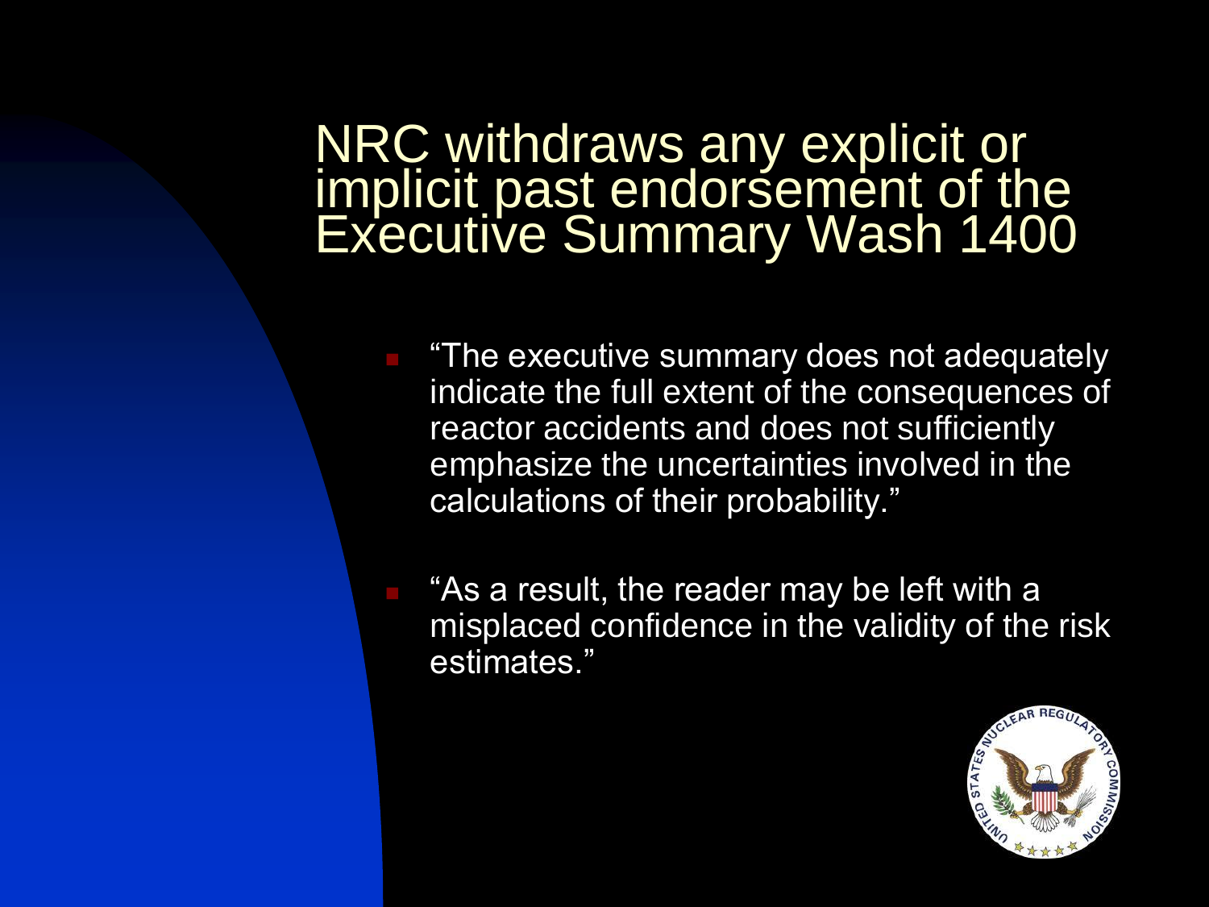# NRC withdraws any explicit or implicit past endorsement of the Executive Summary Wash 1400

- "The executive summary does not adequately indicate the full extent of the consequences of reactor accidents and does not sufficiently emphasize the uncertainties involved in the calculations of their probability."
- "As a result, the reader may be left with a misplaced confidence in the validity of the risk estimates."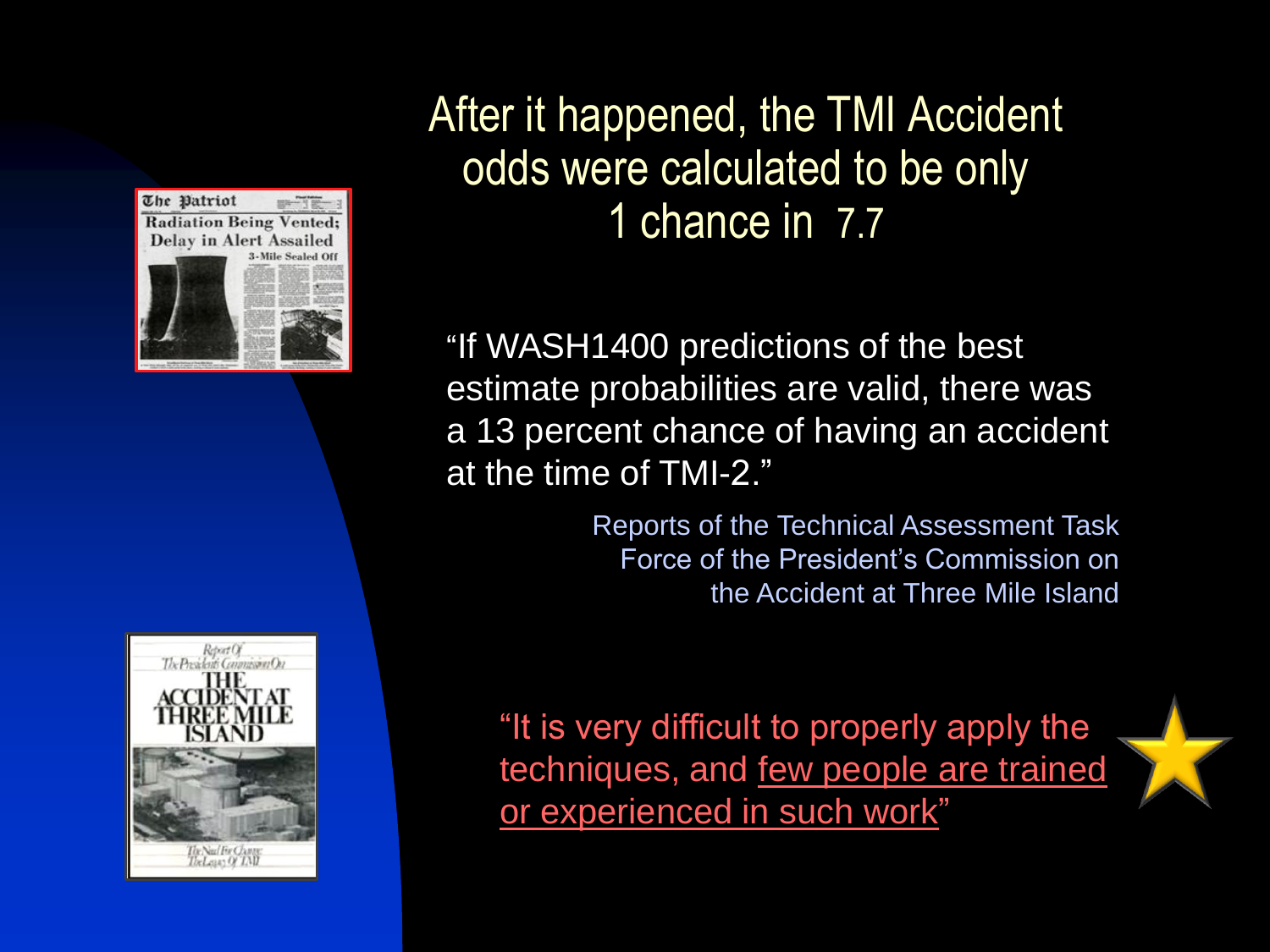# After it happened, the TMI Accident odds were calculated to be only 1 chance in 7.7

"If WASH1400 predictions of the best estimate probabilities are valid, there was a 13 percent chance of having an accident at the time of TMI-2."

Reports of the Technical Assessment Task Force of the President's Commission on the Accident at Three Mile Island

"It is very difficult to properly apply the techniques, and few people are trained or experienced in such work"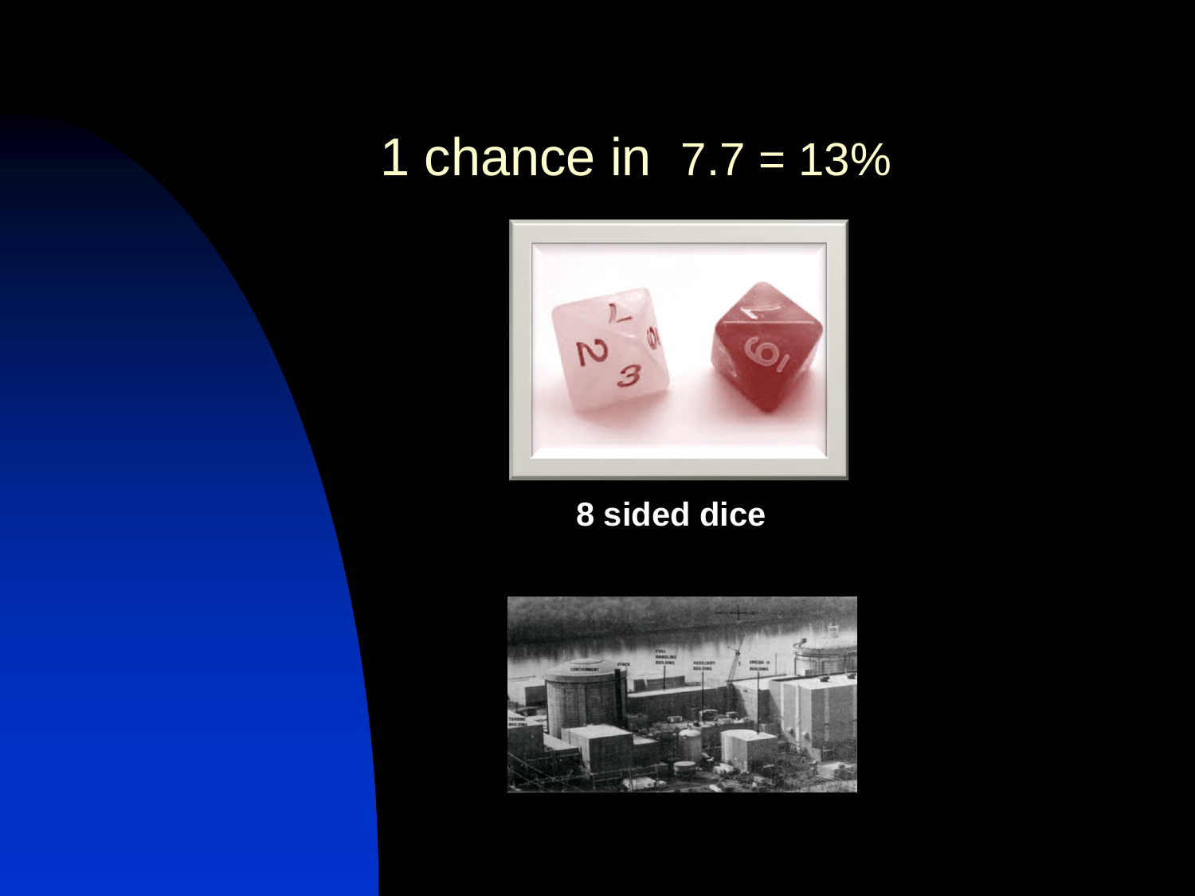# 1 chance in 7.7 = 13%

**8 sided dice**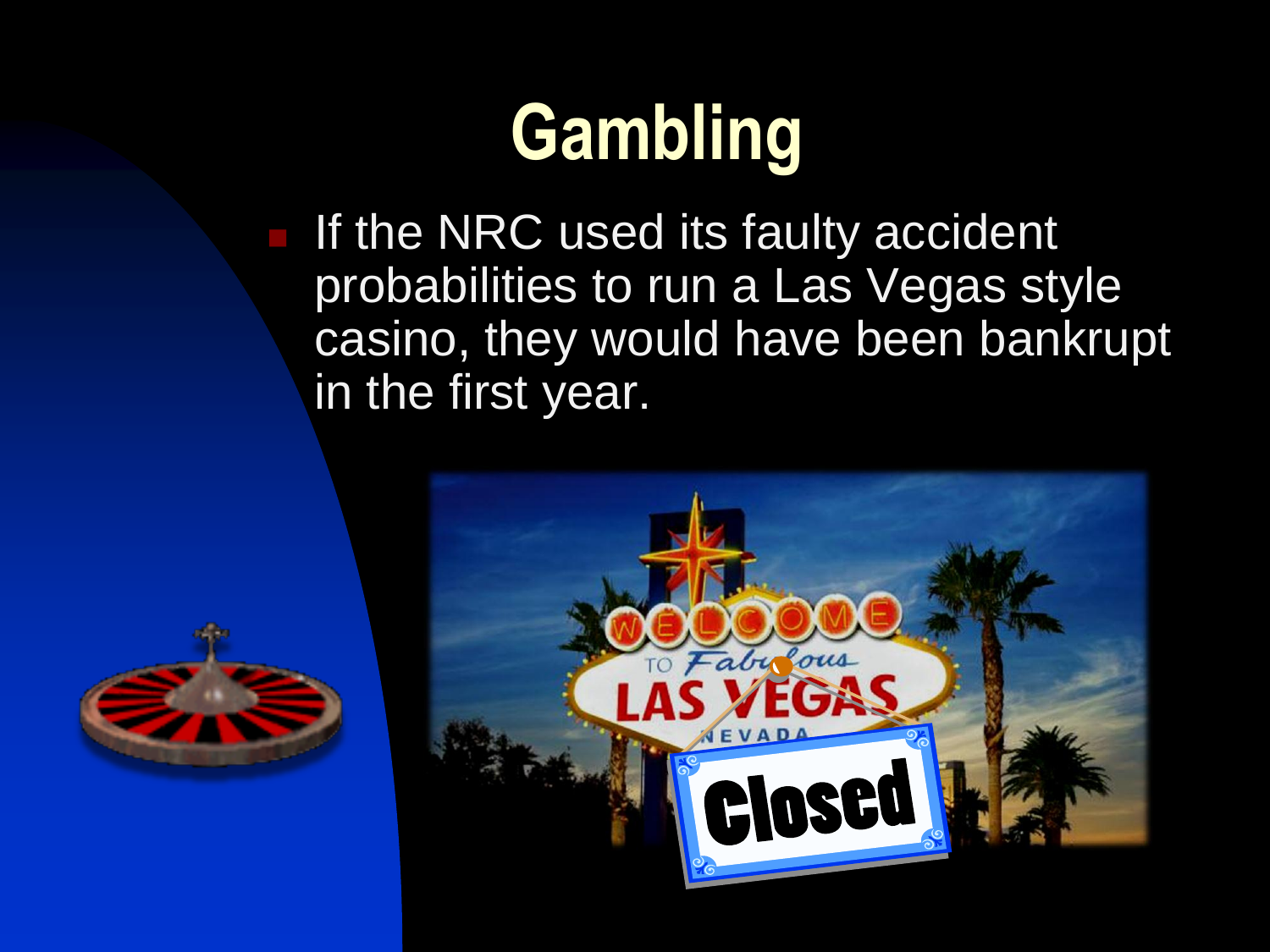# Gambling

- If the NRC used its faulty accident probabilities to run a Las Vegas style casino, they would have been bankrupt in the first year.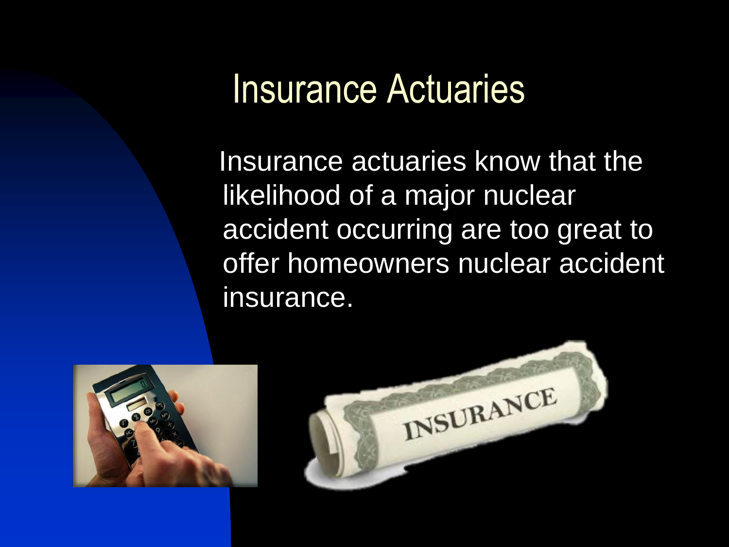# Insurance Actuaries

Insurance actuaries know that the likelihood of a major nuclear accident occurring are too great to offer homeowners nuclear accident insurance.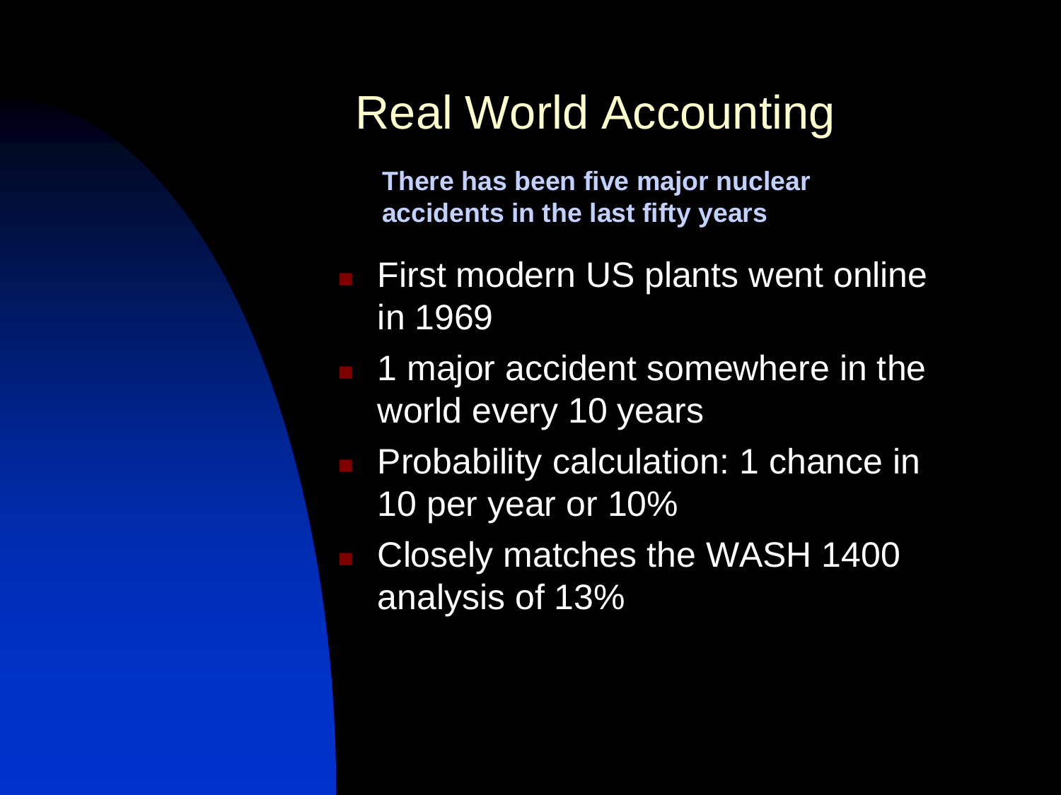# Real World Accounting

**There has been five major nuclear accidents in the last fifty years**

- First modern US plants went online in 1969
- 1 major accident somewhere in the world every 10 years
- Probability calculation: 1 chance in 10 per year or 10%
- Closely matches the WASH 1400 analysis of 13%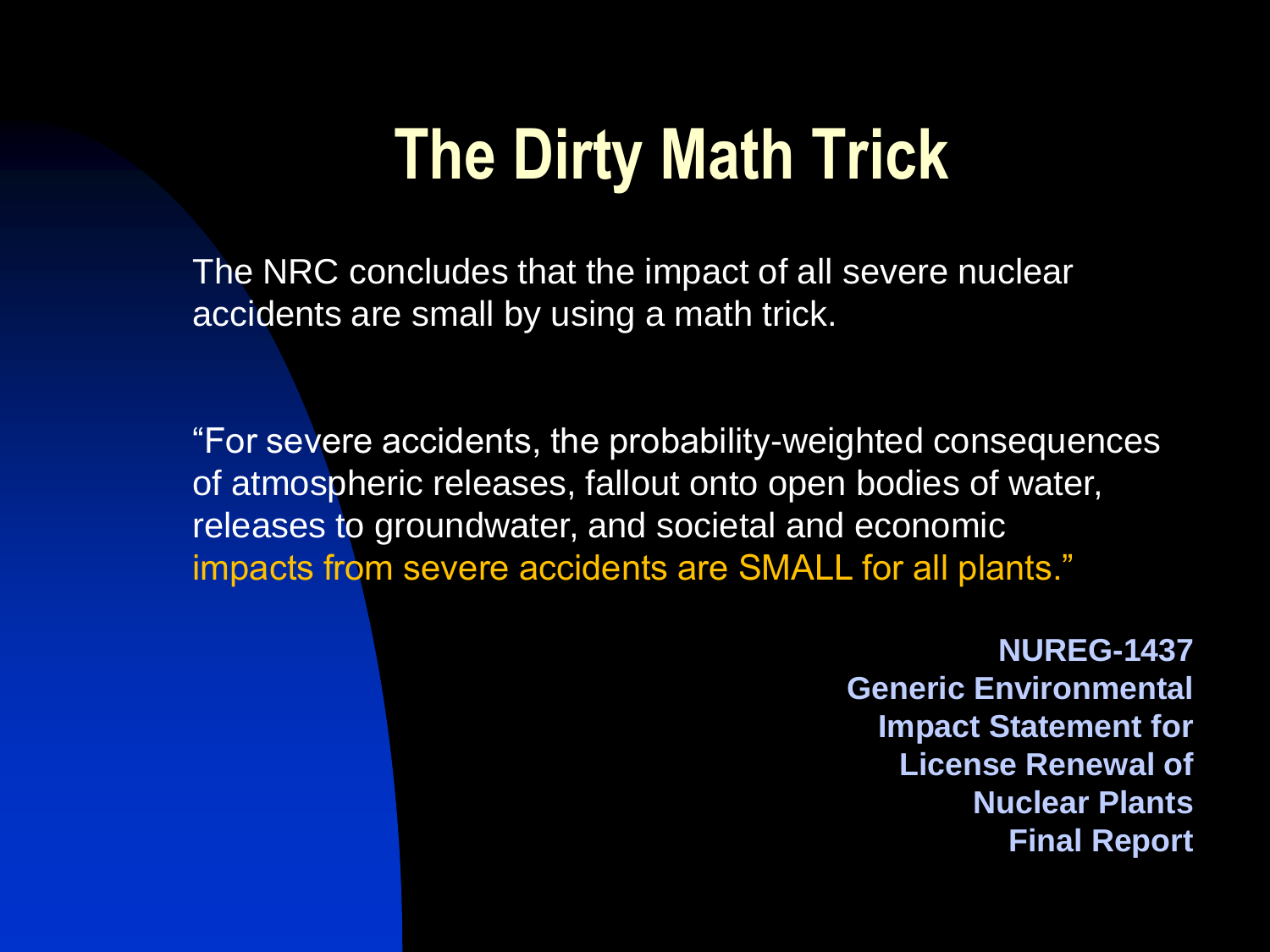# The Dirty Math Trick

The NRC concludes that the impact of all severe nuclear accidents are small by using a math trick.

"For severe accidents, the probability-weighted consequences of atmospheric releases, fallout onto open bodies of water, releases to groundwater, and societal and economic impacts from severe accidents are SMALL for all plants."

**NUREG-1437**
**Generic Environmental Impact Statement for License Renewal of Nuclear Plants Final Report**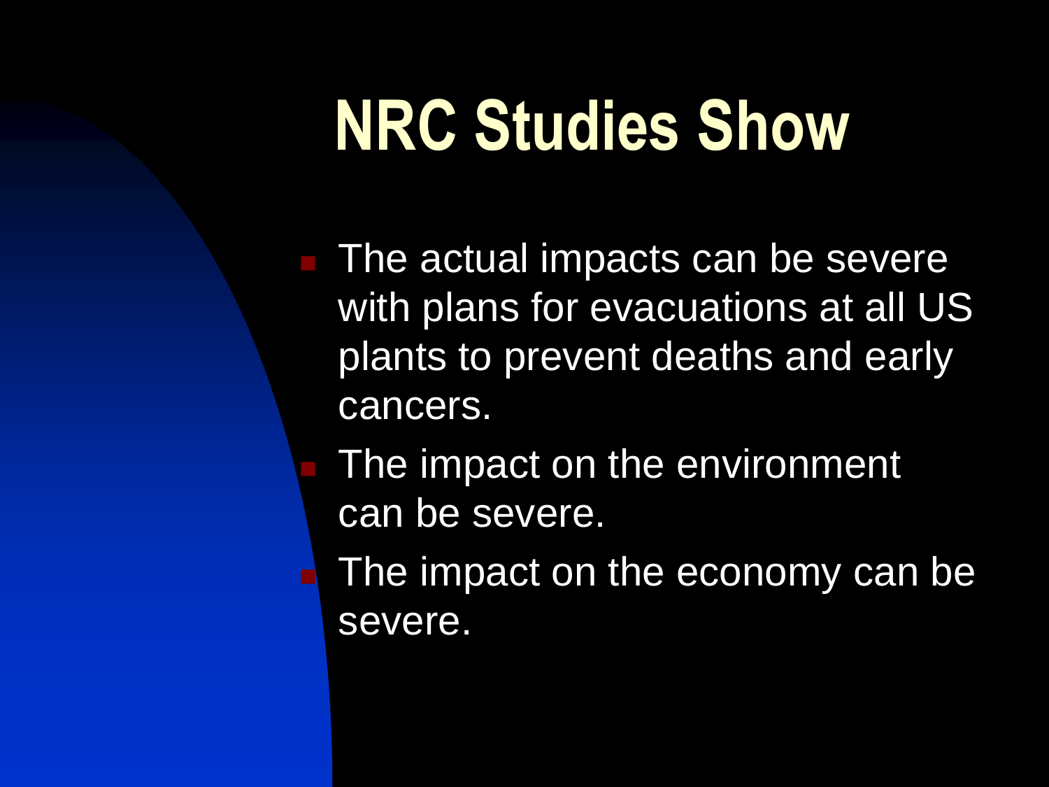# NRC Studies Show

- The actual impacts can be severe with plans for evacuations at all US plants to prevent deaths and early cancers.
- The impact on the environment can be severe.
- The impact on the economy can be severe.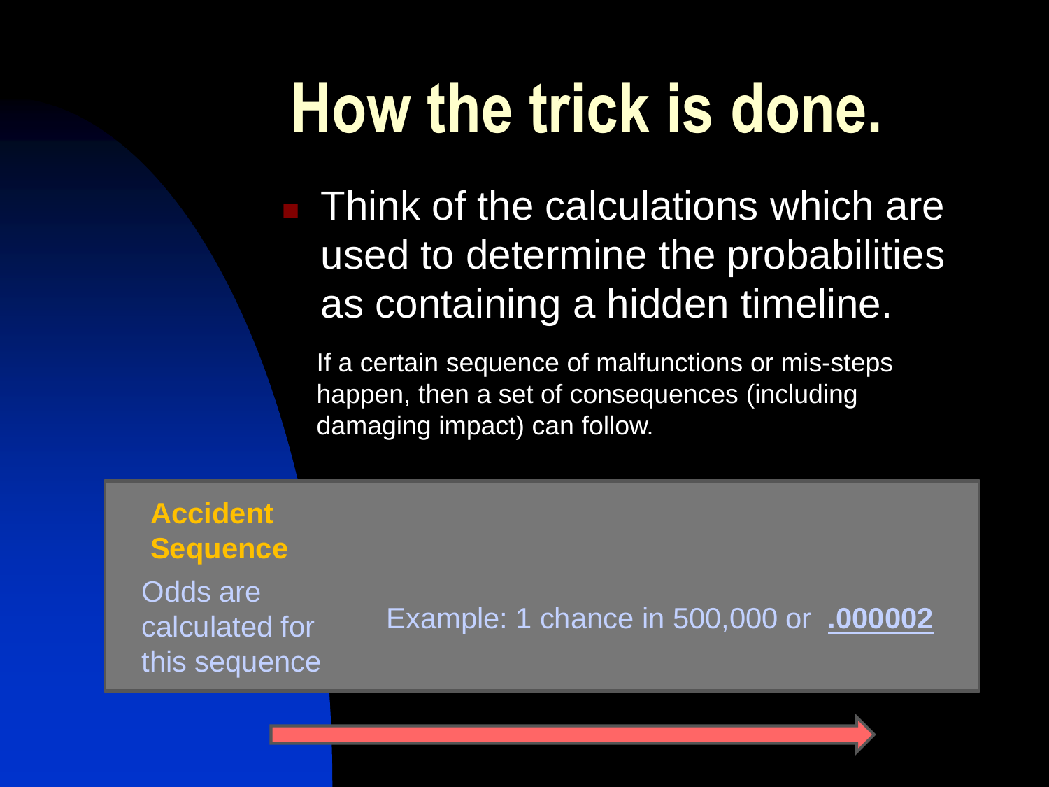# How the trick is done.

- Think of the calculations which are used to determine the probabilities as containing a hidden timeline.

If a certain sequence of malfunctions or mis-steps happen, then a set of consequences (including damaging impact) can follow.

**Accident Sequence**

Odds are calculated for this sequence

Example: 1 chance in 500,000 or **.000002**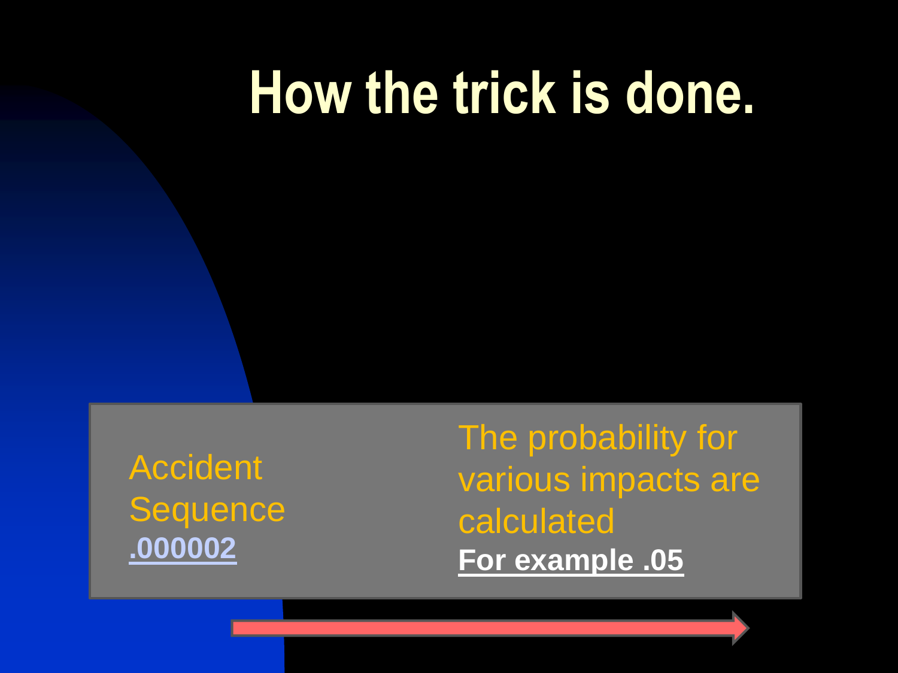# How the trick is done.

Accident Sequence
**.000002**

The probability for various impacts are calculated
**For example .05**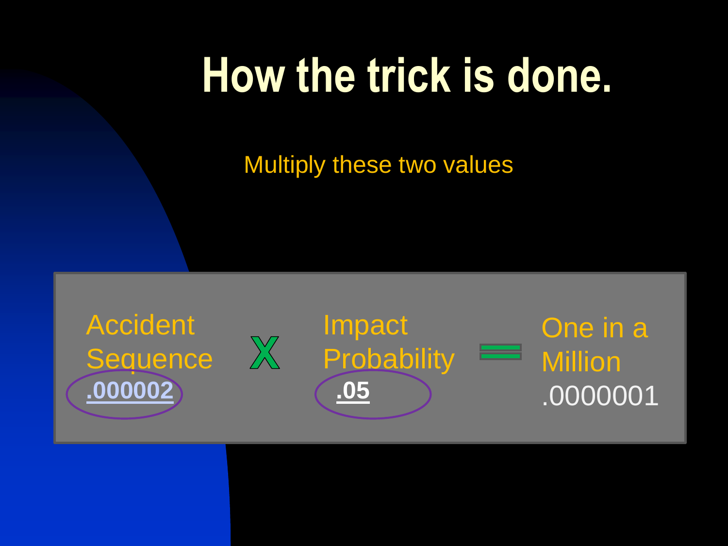# How the trick is done.

Multiply these two values

| Accident Sequence | X | Impact Probability | = | One in a Million |
|---|---|---|---|---|
| **.000002** | | **.05** | | .0000001 |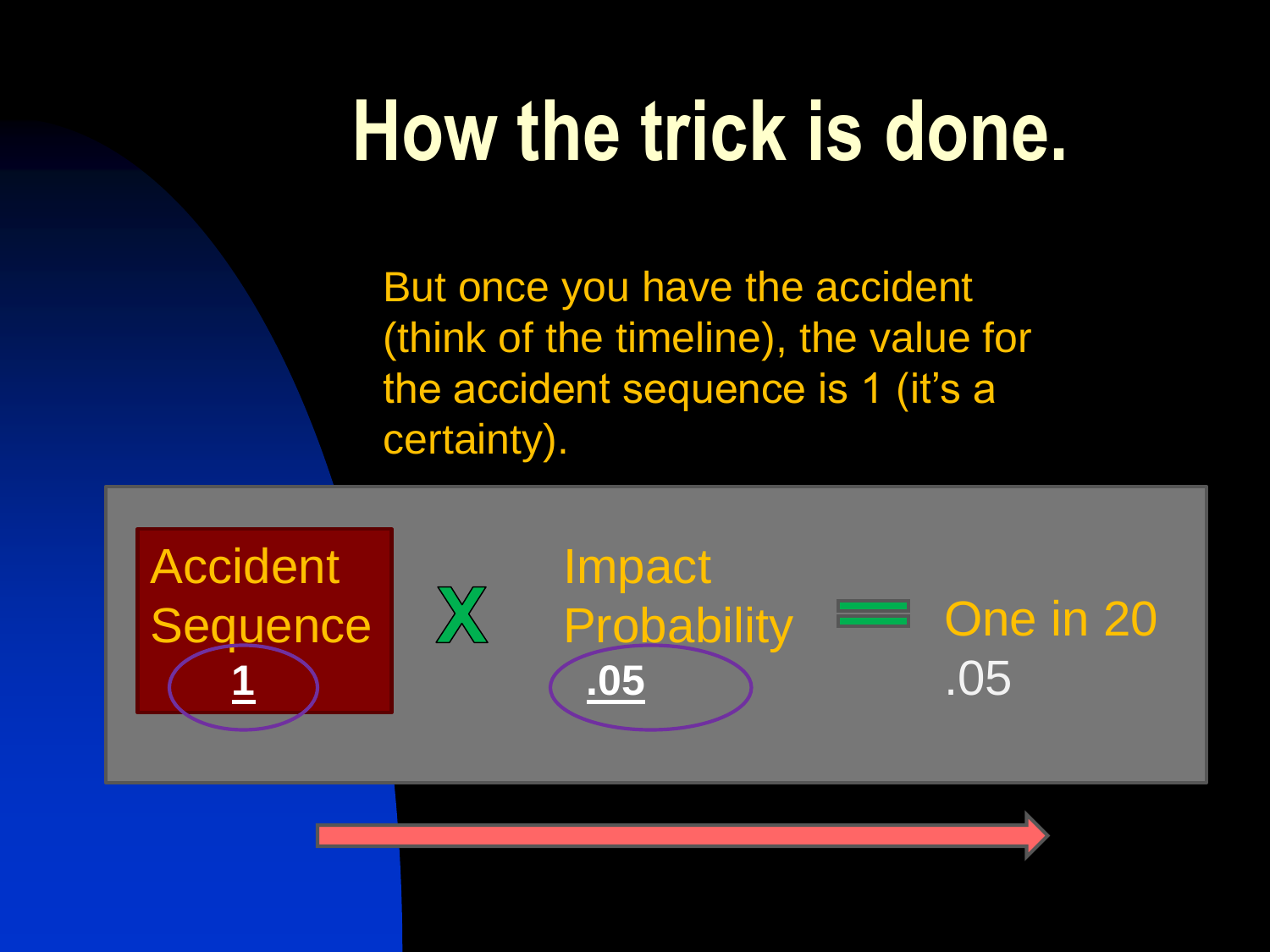# How the trick is done.

But once you have the accident (think of the timeline), the value for the accident sequence is 1 (it's a certainty).

Accident Sequence **1** X Impact Probability **.05** = One in 20 .05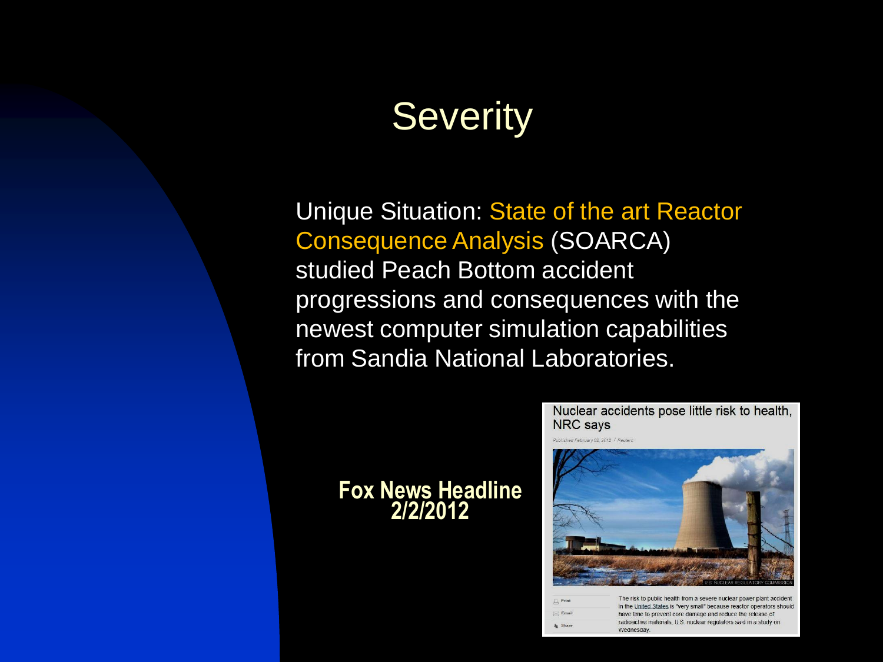# Severity

Unique Situation: State of the art Reactor Consequence Analysis (SOARCA) studied Peach Bottom accident progressions and consequences with the newest computer simulation capabilities from Sandia National Laboratories.

**Fox News Headline 2/2/2012**

Nuclear accidents pose little risk to health, NRC says

Published February 02, 2012 / Reuters

U.S. NUCLEAR REGULATORY COMMISSION

Print

Email

Share

The risk to public health from a severe nuclear power plant accident in the United States is "very small" because reactor operators should have time to prevent core damage and reduce the release of radioactive materials, U.S. nuclear regulators said in a study on Wednesday.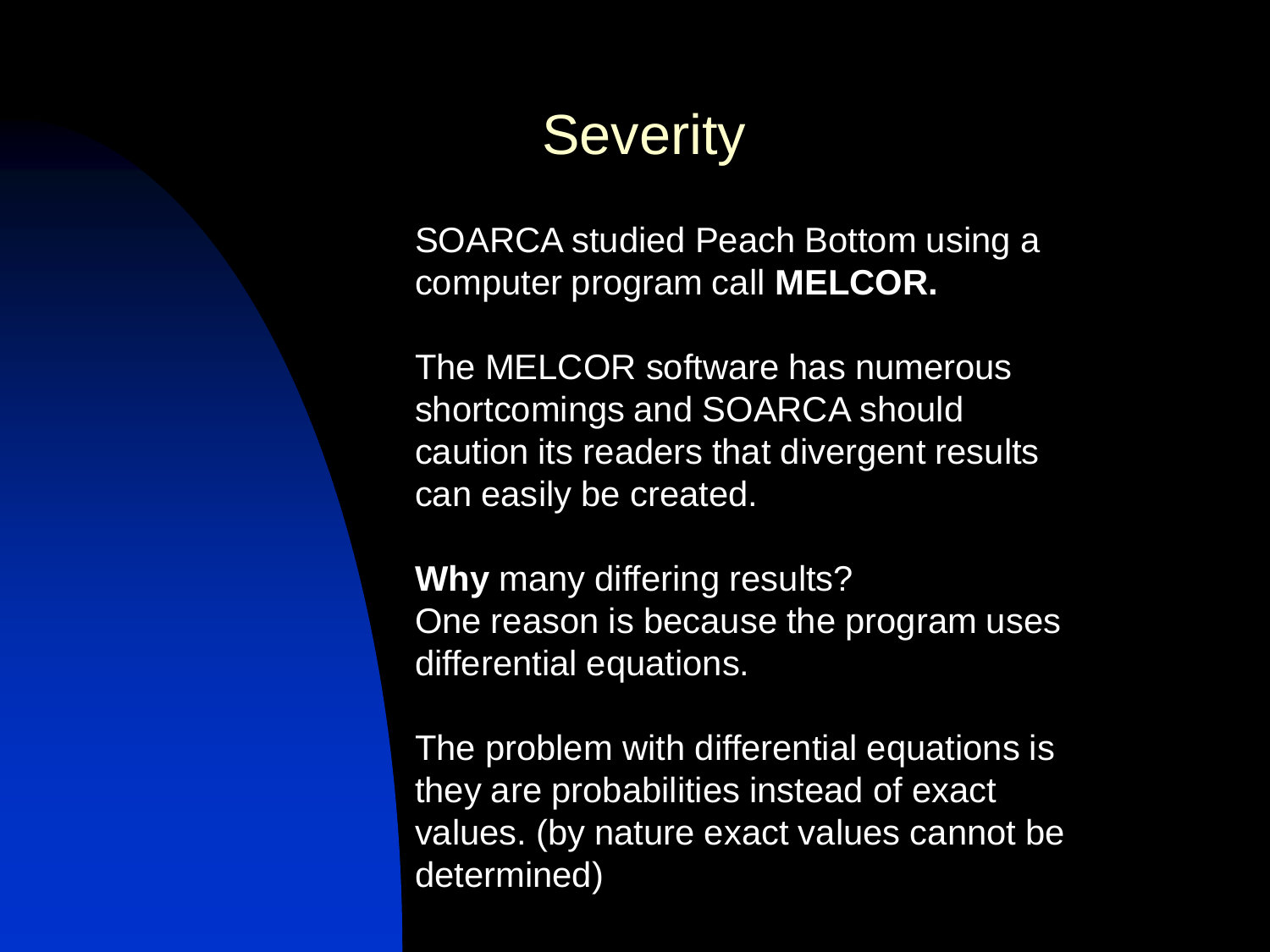# Severity

SOARCA studied Peach Bottom using a computer program call **MELCOR.**

The MELCOR software has numerous shortcomings and SOARCA should caution its readers that divergent results can easily be created.

**Why** many differing results?
One reason is because the program uses differential equations.

The problem with differential equations is they are probabilities instead of exact values. (by nature exact values cannot be determined)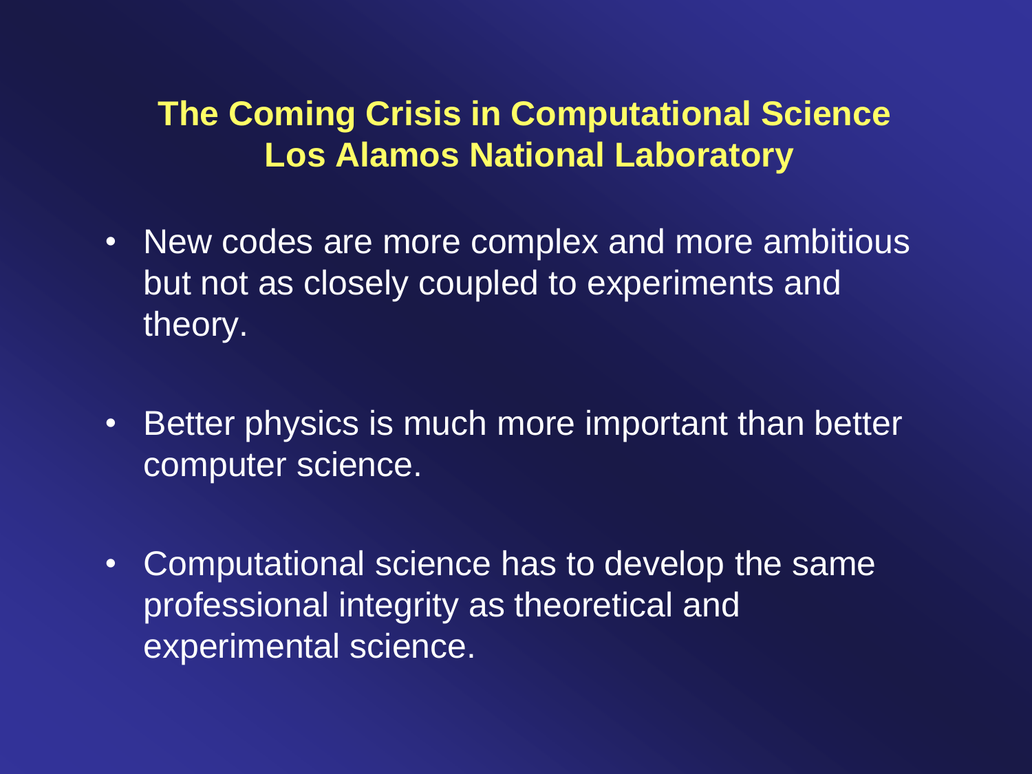## The Coming Crisis in Computational Science
## Los Alamos National Laboratory

- New codes are more complex and more ambitious but not as closely coupled to experiments and theory.

- Better physics is much more important than better computer science.

- Computational science has to develop the same professional integrity as theoretical and experimental science.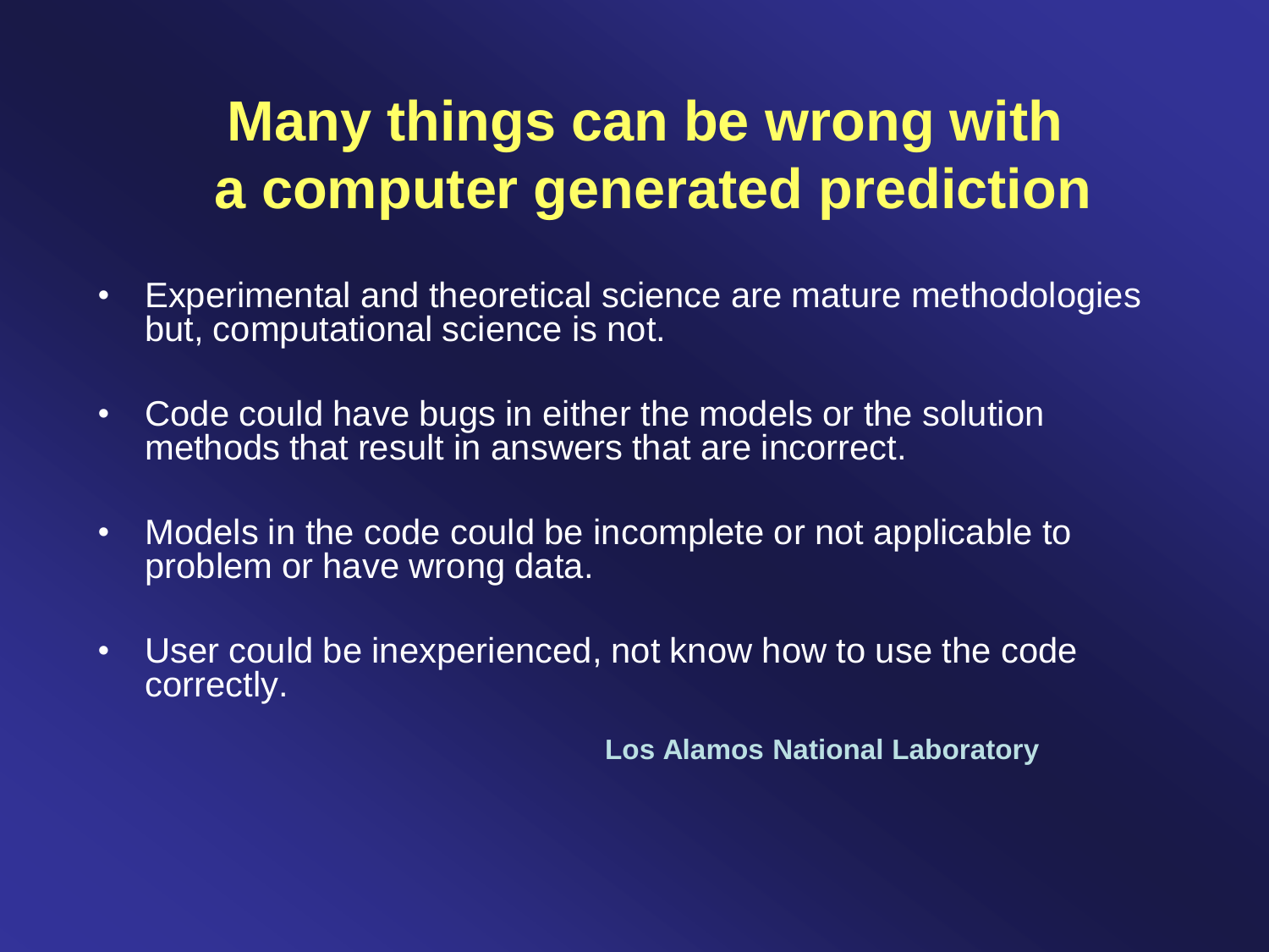# Many things can be wrong with a computer generated prediction

- Experimental and theoretical science are mature methodologies but, computational science is not.
- Code could have bugs in either the models or the solution methods that result in answers that are incorrect.
- Models in the code could be incomplete or not applicable to problem or have wrong data.
- User could be inexperienced, not know how to use the code correctly.

**Los Alamos National Laboratory**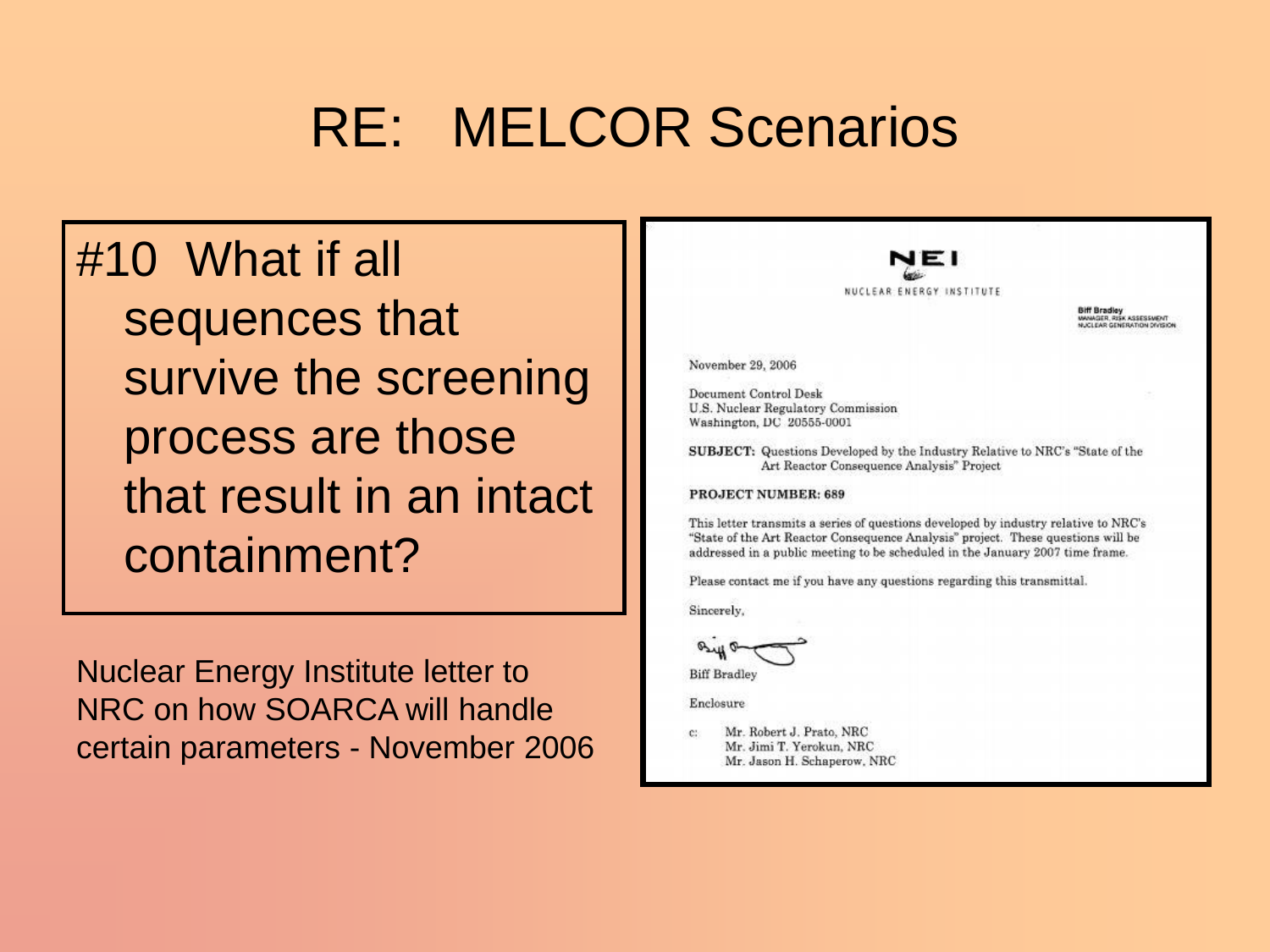# RE: MELCOR Scenarios

#10 What if all sequences that survive the screening process are those that result in an intact containment?

Nuclear Energy Institute letter to NRC on how SOARCA will handle certain parameters - November 2006

NEI
NUCLEAR ENERGY INSTITUTE

**Biff Bradley**
MANAGER, RISK ASSESSMENT
NUCLEAR GENERATION DIVISION

November 29, 2006

Document Control Desk
U.S. Nuclear Regulatory Commission
Washington, DC 20555-0001

**SUBJECT:** Questions Developed by the Industry Relative to NRC's "State of the Art Reactor Consequence Analysis" Project

**PROJECT NUMBER: 689**

This letter transmits a series of questions developed by industry relative to NRC's "State of the Art Reactor Consequence Analysis" project. These questions will be addressed in a public meeting to be scheduled in the January 2007 time frame.

Please contact me if you have any questions regarding this transmittal.

Sincerely,

Biff Bradley

Enclosure

c: Mr. Robert J. Prato, NRC
Mr. Jimi T. Yerokun, NRC
Mr. Jason H. Schaperow, NRC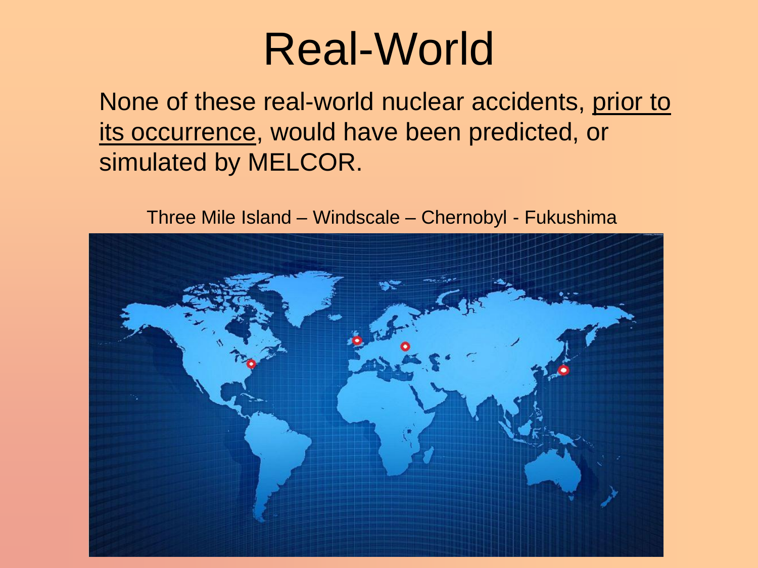# Real-World

None of these real-world nuclear accidents, <u>prior to its occurrence</u>, would have been predicted, or simulated by MELCOR.

Three Mile Island – Windscale – Chernobyl - Fukushima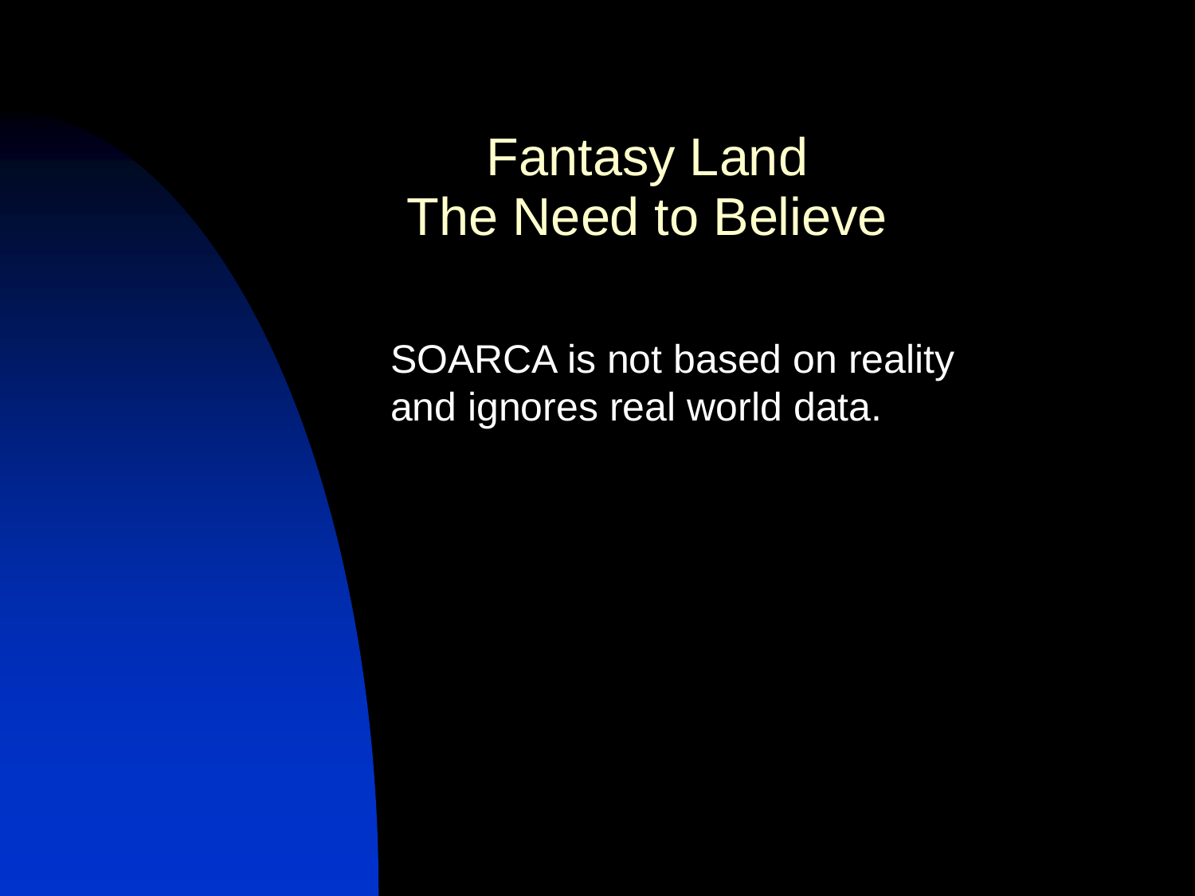# Fantasy Land
# The Need to Believe

SOARCA is not based on reality and ignores real world data.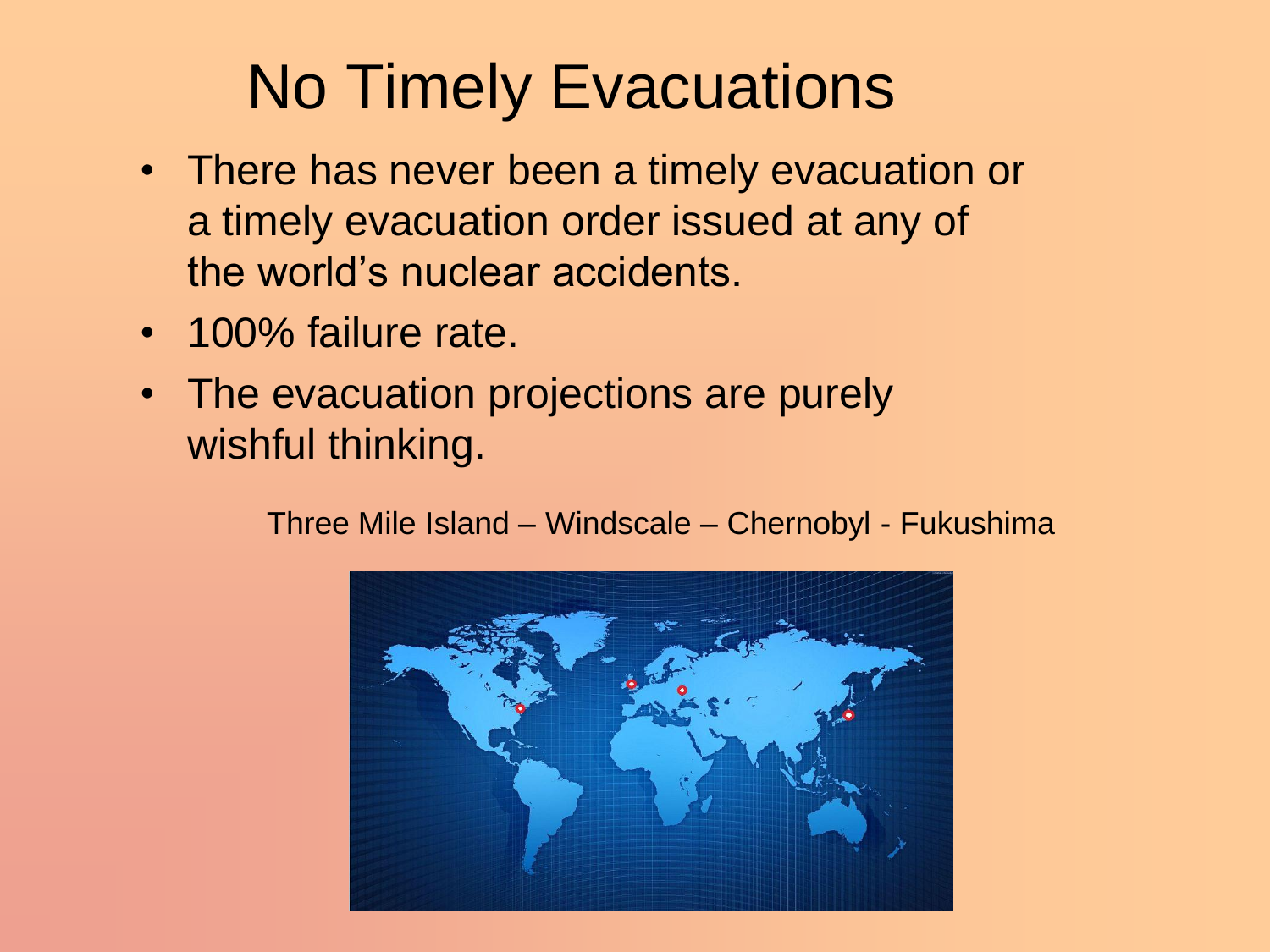# No Timely Evacuations

- There has never been a timely evacuation or a timely evacuation order issued at any of the world's nuclear accidents.
- 100% failure rate.
- The evacuation projections are purely wishful thinking.

Three Mile Island – Windscale – Chernobyl - Fukushima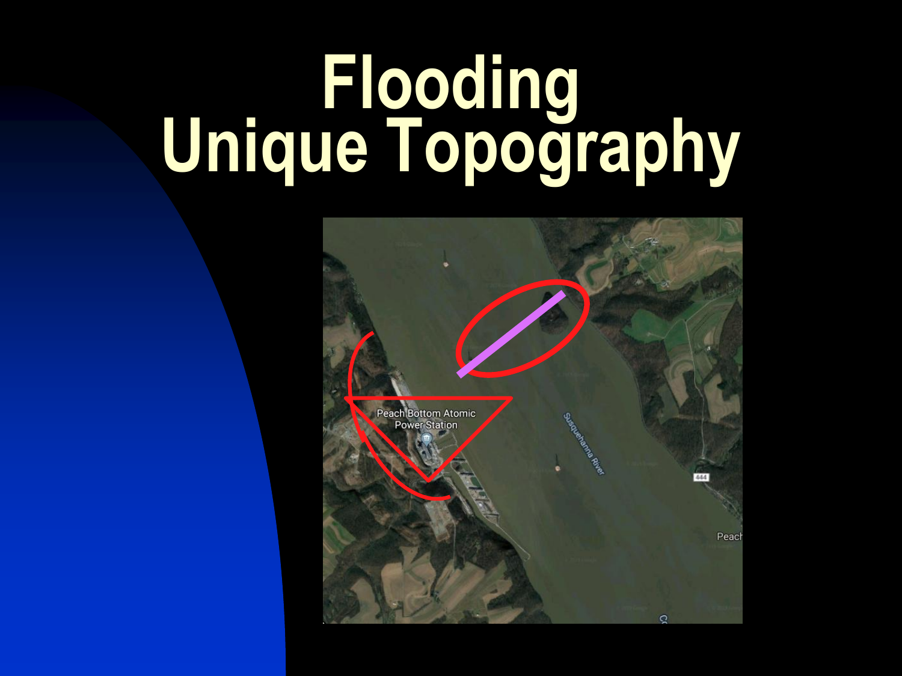# Flooding
# Unique Topography